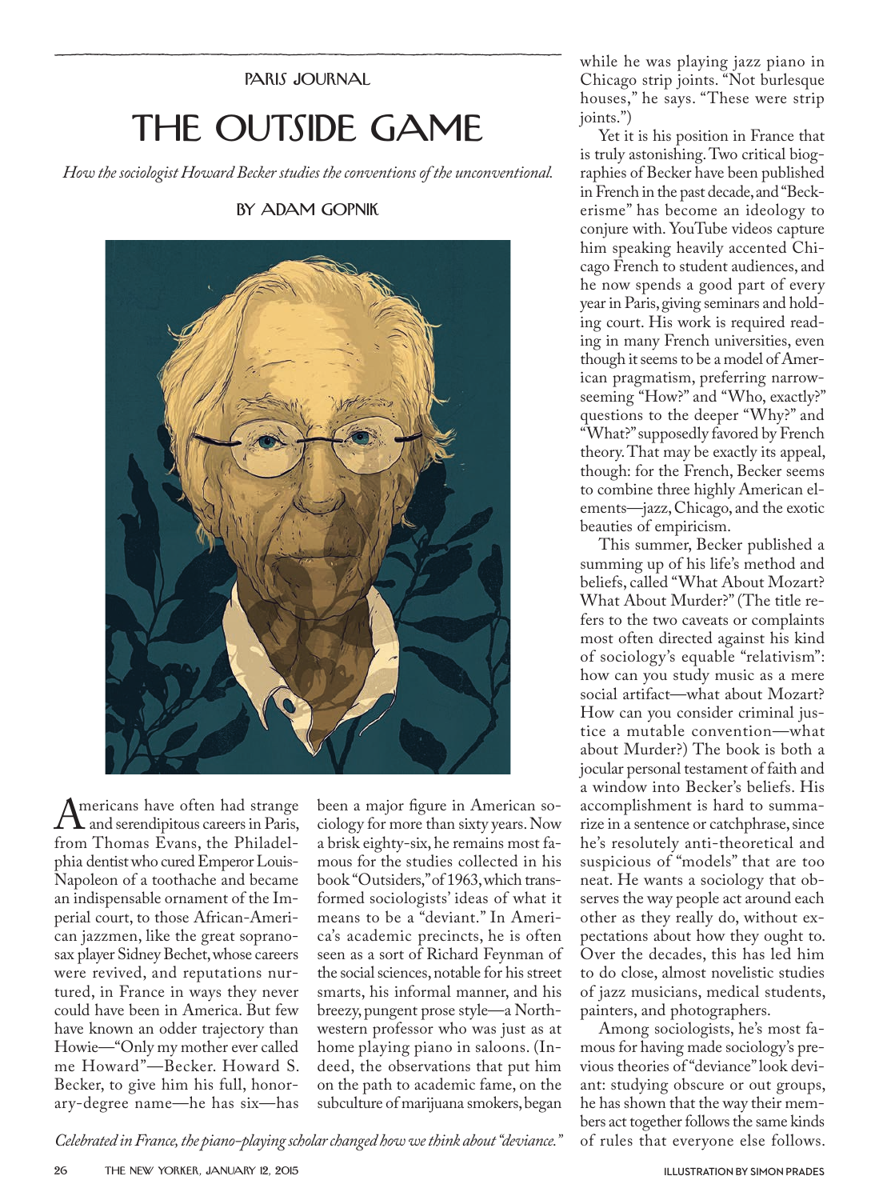PARIS JOURNAL

# THE OUTSIDE GAME

*How the sociologist Howard Becker studies the conventions of the unconventional.*

BY ADAM GOPNIK

*Celebrated in France, the piano-playing scholar changed how we think about "deviance."*

Americans have often had strange and serendipitous careers in Paris, from Thomas Evans, the Philadelphia dentist who cured Emperor Louis-Napoleon of a toothache and became an indispensable ornament of the Imperial court, to those African-American jazzmen, like the great soprano-sax player Sidney Bechet, whose careers were revived, and reputations nurtured, in France in ways they never could have been in America. But few have known an odder trajectory than Howie—"Only my mother ever called me Howard"—Becker. Howard S. Becker, to give him his full, honorary-degree name—he has six—has been a major figure in American sociology for more than sixty years. Now a brisk eighty-six, he remains most famous for the studies collected in his book "Outsiders," of 1963, which transformed sociologists' ideas of what it means to be a "deviant." In America's academic precincts, he is often seen as a sort of Richard Feynman of the social sciences, notable for his street smarts, his informal manner, and his breezy, pungent prose style—a Northwestern professor who was just as at home playing piano in saloons. (Indeed, the observations that put him on the path to academic fame, on the subculture of marijuana smokers, began while he was playing jazz piano in Chicago strip joints. "Not burlesque houses," he says. "These were strip joints.")

Yet it is his position in France that is truly astonishing. Two critical biographies of Becker have been published in French in the past decade, and "Beckerisme" has become an ideology to conjure with. YouTube videos capture him speaking heavily accented Chicago French to student audiences, and he now spends a good part of every year in Paris, giving seminars and holding court. His work is required reading in many French universities, even though it seems to be a model of American pragmatism, preferring narrow-seeming "How?" and "Who, exactly?" questions to the deeper "Why?" and "What?" supposedly favored by French theory. That may be exactly its appeal, though: for the French, Becker seems to combine three highly American elements—jazz, Chicago, and the exotic beauties of empiricism.

This summer, Becker published a summing up of his life's method and beliefs, called "What About Mozart? What About Murder?" (The title refers to the two caveats or complaints most often directed against his kind of sociology's equable "relativism": how can you study music as a mere social artifact—what about Mozart? How can you consider criminal justice a mutable convention—what about Murder?) The book is both a jocular personal testament of faith and a window into Becker's beliefs. His accomplishment is hard to summarize in a sentence or catchphrase, since he's resolutely anti-theoretical and suspicious of "models" that are too neat. He wants a sociology that observes the way people act around each other as they really do, without expectations about how they ought to. Over the decades, this has led him to do close, almost novelistic studies of jazz musicians, medical students, painters, and photographers.

Among sociologists, he's most famous for having made sociology's previous theories of "deviance" look deviant: studying obscure or out groups, he has shown that the way their members act together follows the same kinds of rules that everyone else follows.

ILLUSTRATION BY SIMON PRADES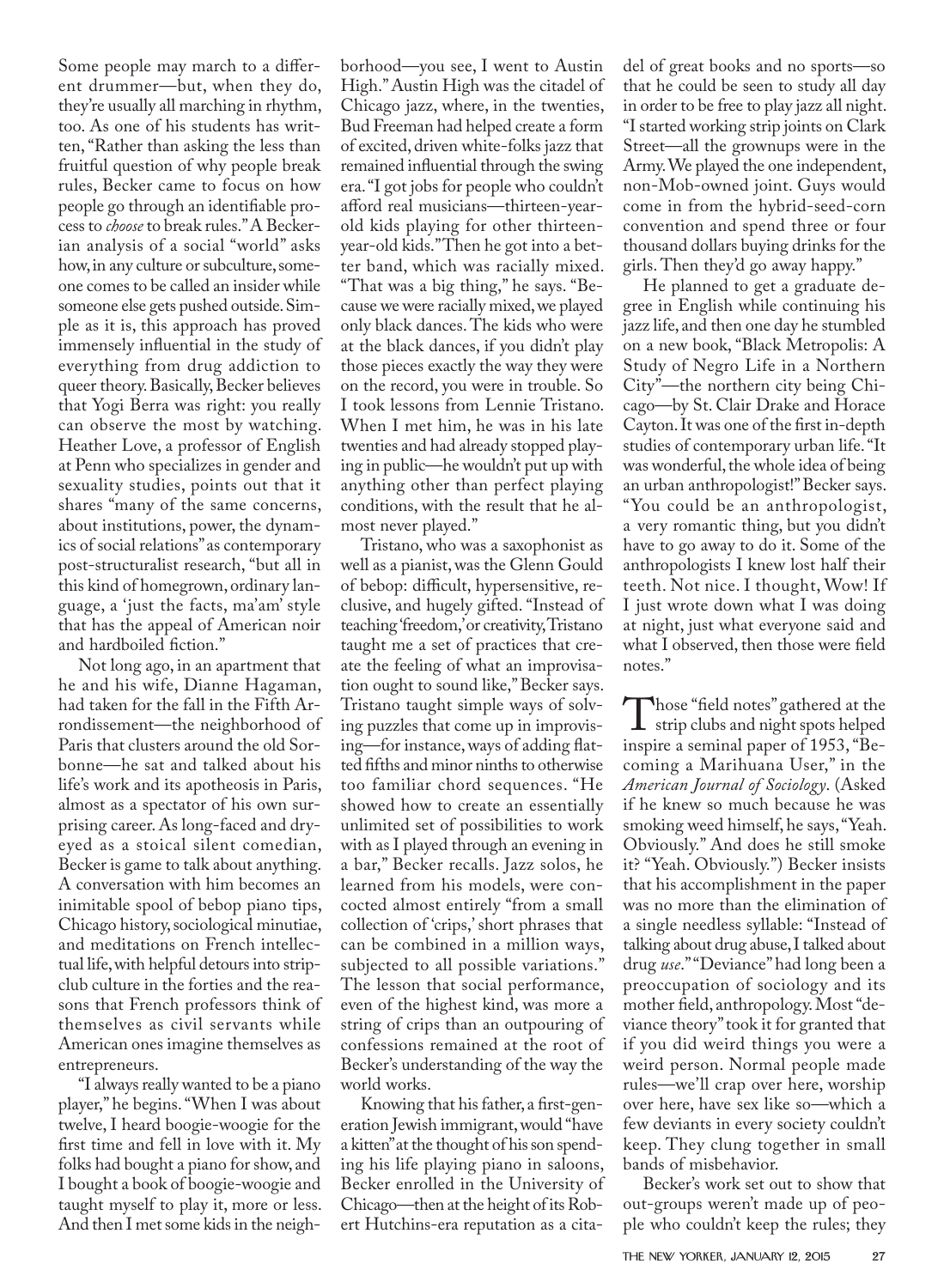Some people may march to a different drummer—but, when they do, they're usually all marching in rhythm, too. As one of his students has written, "Rather than asking the less than fruitful question of why people break rules, Becker came to focus on how people go through an identifiable process to *choose* to break rules." A Beckerian analysis of a social "world" asks how, in any culture or subculture, someone comes to be called an insider while someone else gets pushed outside. Simple as it is, this approach has proved immensely influential in the study of everything from drug addiction to queer theory. Basically, Becker believes that Yogi Berra was right: you really can observe the most by watching. Heather Love, a professor of English at Penn who specializes in gender and sexuality studies, points out that it shares "many of the same concerns, about institutions, power, the dynamics of social relations" as contemporary post-structuralist research, "but all in this kind of homegrown, ordinary language, a 'just the facts, ma'am' style that has the appeal of American noir and hardboiled fiction."

Not long ago, in an apartment that he and his wife, Dianne Hagaman, had taken for the fall in the Fifth Arrondissement—the neighborhood of Paris that clusters around the old Sorbonne—he sat and talked about his life's work and its apotheosis in Paris, almost as a spectator of his own surprising career. As long-faced and dry-eyed as a stoical silent comedian, Becker is game to talk about anything. A conversation with him becomes an inimitable spool of bebop piano tips, Chicago history, sociological minutiae, and meditations on French intellectual life, with helpful detours into strip-club culture in the forties and the reasons that French professors think of themselves as civil servants while American ones imagine themselves as entrepreneurs.

"I always really wanted to be a piano player," he begins. "When I was about twelve, I heard boogie-woogie for the first time and fell in love with it. My folks had bought a piano for show, and I bought a book of boogie-woogie and taught myself to play it, more or less. And then I met some kids in the neighborhood—you see, I went to Austin High." Austin High was the citadel of Chicago jazz, where, in the twenties, Bud Freeman had helped create a form of excited, driven white-folks jazz that remained influential through the swing era. "I got jobs for people who couldn't afford real musicians—thirteen-year-old kids playing for other thirteen-year-old kids." Then he got into a better band, which was racially mixed. "That was a big thing," he says. "Because we were racially mixed, we played only black dances. The kids who were at the black dances, if you didn't play those pieces exactly the way they were on the record, you were in trouble. So I took lessons from Lennie Tristano. When I met him, he was in his late twenties and had already stopped playing in public—he wouldn't put up with anything other than perfect playing conditions, with the result that he almost never played."

Tristano, who was a saxophonist as well as a pianist, was the Glenn Gould of bebop: difficult, hypersensitive, reclusive, and hugely gifted. "Instead of teaching 'freedom,' or creativity, Tristano taught me a set of practices that create the feeling of what an improvisation ought to sound like," Becker says. Tristano taught simple ways of solving puzzles that come up in improvising—for instance, ways of adding flatted fifths and minor ninths to otherwise too familiar chord sequences. "He showed how to create an essentially unlimited set of possibilities to work with as I played through an evening in a bar," Becker recalls. Jazz solos, he learned from his models, were concocted almost entirely "from a small collection of 'crips,' short phrases that can be combined in a million ways, subjected to all possible variations." The lesson that social performance, even of the highest kind, was more a string of crips than an outpouring of confessions remained at the root of Becker's understanding of the way the world works.

Knowing that his father, a first-generation Jewish immigrant, would "have a kitten" at the thought of his son spending his life playing piano in saloons, Becker enrolled in the University of Chicago—then at the height of its Robert Hutchins-era reputation as a citadel of great books and no sports—so that he could be seen to study all day in order to be free to play jazz all night. "I started working strip joints on Clark Street—all the grownups were in the Army. We played the one independent, non-Mob-owned joint. Guys would come in from the hybrid-seed-corn convention and spend three or four thousand dollars buying drinks for the girls. Then they'd go away happy."

He planned to get a graduate degree in English while continuing his jazz life, and then one day he stumbled on a new book, "Black Metropolis: A Study of Negro Life in a Northern City"—the northern city being Chicago—by St. Clair Drake and Horace Cayton. It was one of the first in-depth studies of contemporary urban life. "It was wonderful, the whole idea of being an urban anthropologist!" Becker says. "You could be an anthropologist, a very romantic thing, but you didn't have to go away to do it. Some of the anthropologists I knew lost half their teeth. Not nice. I thought, Wow! If I just wrote down what I was doing at night, just what everyone said and what I observed, then those were field notes."

Those "field notes" gathered at the strip clubs and night spots helped inspire a seminal paper of 1953, "Becoming a Marihuana User," in the *American Journal of Sociology*. (Asked if he knew so much because he was smoking weed himself, he says, "Yeah. Obviously." And does he still smoke it? "Yeah. Obviously.") Becker insists that his accomplishment in the paper was no more than the elimination of a single needless syllable: "Instead of talking about drug abuse, I talked about drug *use*." "Deviance" had long been a preoccupation of sociology and its mother field, anthropology. Most "deviance theory" took it for granted that if you did weird things you were a weird person. Normal people made rules—we'll crap over here, worship over here, have sex like so—which a few deviants in every society couldn't keep. They clung together in small bands of misbehavior.

Becker's work set out to show that out-groups weren't made up of people who couldn't keep the rules; they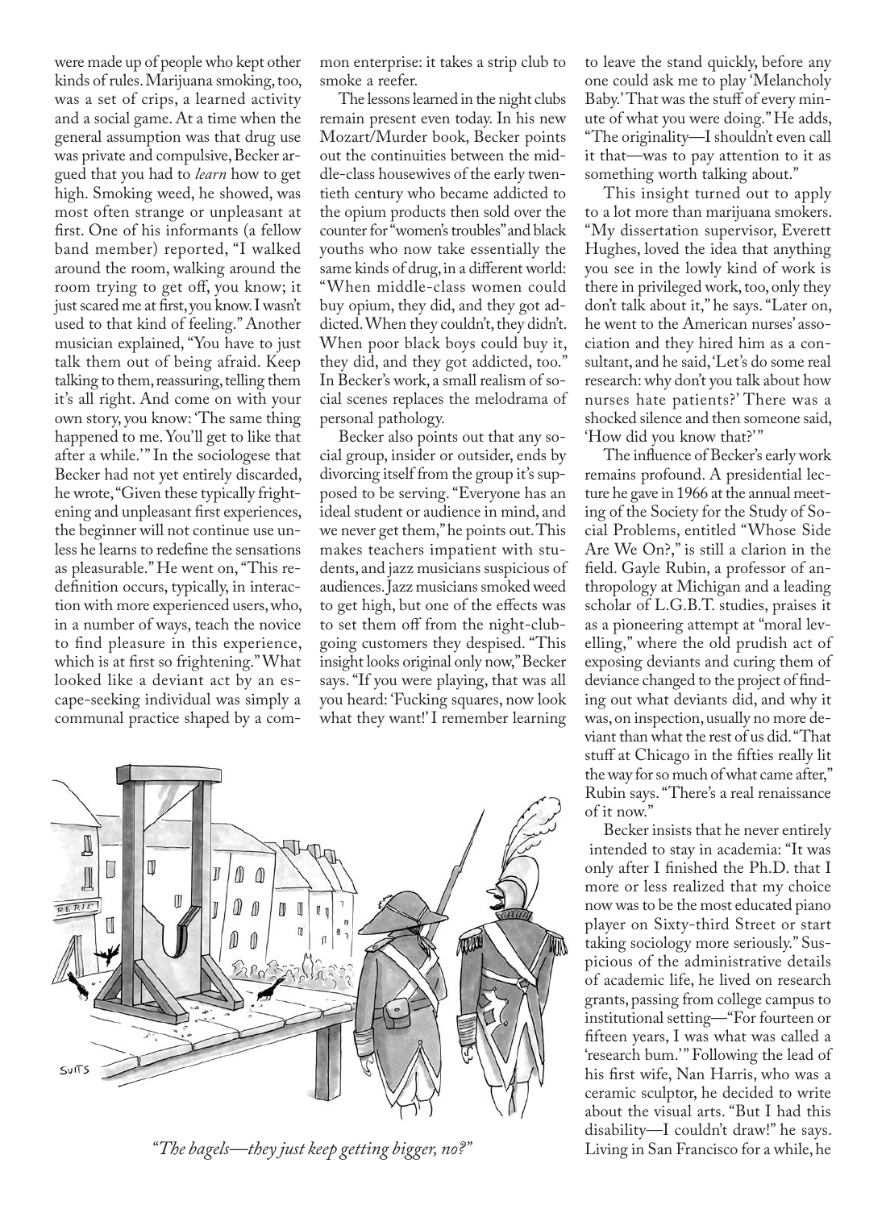were made up of people who kept other kinds of rules. Marijuana smoking, too, was a set of crips, a learned activity and a social game. At a time when the general assumption was that drug use was private and compulsive, Becker argued that you had to *learn* how to get high. Smoking weed, he showed, was most often strange or unpleasant at first. One of his informants (a fellow band member) reported, "I walked around the room, walking around the room trying to get off, you know; it just scared me at first, you know. I wasn't used to that kind of feeling." Another musician explained, "You have to just talk them out of being afraid. Keep talking to them, reassuring, telling them it's all right. And come on with your own story, you know: 'The same thing happened to me. You'll get to like that after a while.'" In the sociologese that Becker had not yet entirely discarded, he wrote, "Given these typically frightening and unpleasant first experiences, the beginner will not continue use unless he learns to redefine the sensations as pleasurable." He went on, "This redefinition occurs, typically, in interaction with more experienced users, who, in a number of ways, teach the novice to find pleasure in this experience, which is at first so frightening." What looked like a deviant act by an escape-seeking individual was simply a communal practice shaped by a common enterprise: it takes a strip club to smoke a reefer.

The lessons learned in the night clubs remain present even today. In his new Mozart/Murder book, Becker points out the continuities between the middle-class housewives of the early twentieth century who became addicted to the opium products then sold over the counter for "women's troubles" and black youths who now take essentially the same kinds of drug, in a different world: "When middle-class women could buy opium, they did, and they got addicted. When they couldn't, they didn't. When poor black boys could buy it, they did, and they got addicted, too." In Becker's work, a small realism of social scenes replaces the melodrama of personal pathology.

Becker also points out that any social group, insider or outsider, ends by divorcing itself from the group it's supposed to be serving. "Everyone has an ideal student or audience in mind, and we never get them," he points out. This makes teachers impatient with students, and jazz musicians suspicious of audiences. Jazz musicians smoked weed to get high, but one of the effects was to set them off from the night-club-going customers they despised. "This insight looks original only now," Becker says. "If you were playing, that was all you heard: 'Fucking squares, now look what they want!' I remember learning to leave the stand quickly, before anyone could ask me to play 'Melancholy Baby.' That was the stuff of every minute of what you were doing." He adds, "The originality—I shouldn't even call it that—was to pay attention to it as something worth talking about."

This insight turned out to apply to a lot more than marijuana smokers. "My dissertation supervisor, Everett Hughes, loved the idea that anything you see in the lowly kind of work is there in privileged work, too, only they don't talk about it," he says. "Later on, he went to the American nurses' association and they hired him as a consultant, and he said, 'Let's do some real research: why don't you talk about how nurses hate patients?' There was a shocked silence and then someone said, 'How did you know that?'"

The influence of Becker's early work remains profound. A presidential lecture he gave in 1966 at the annual meeting of the Society for the Study of Social Problems, entitled "Whose Side Are We On?," is still a clarion in the field. Gayle Rubin, a professor of anthropology at Michigan and a leading scholar of L.G.B.T. studies, praises it as a pioneering attempt at "moral levelling," where the old prudish act of exposing deviants and curing them of deviance changed to the project of finding out what deviants did, and why it was, on inspection, usually no more deviant than what the rest of us did. "That stuff at Chicago in the fifties really lit the way for so much of what came after," Rubin says. "There's a real renaissance of it now."

Becker insists that he never entirely intended to stay in academia: "It was only after I finished the Ph.D. that I more or less realized that my choice now was to be the most educated piano player on Sixty-third Street or start taking sociology more seriously." Suspicious of the administrative details of academic life, he lived on research grants, passing from college campus to institutional setting—"For fourteen or fifteen years, I was what was called a 'research bum.'" Following the lead of his first wife, Nan Harris, who was a ceramic sculptor, he decided to write about the visual arts. "But I had this disability—I couldn't draw!" he says. Living in San Francisco for a while, he

*"The bagels—they just keep getting bigger, no?"*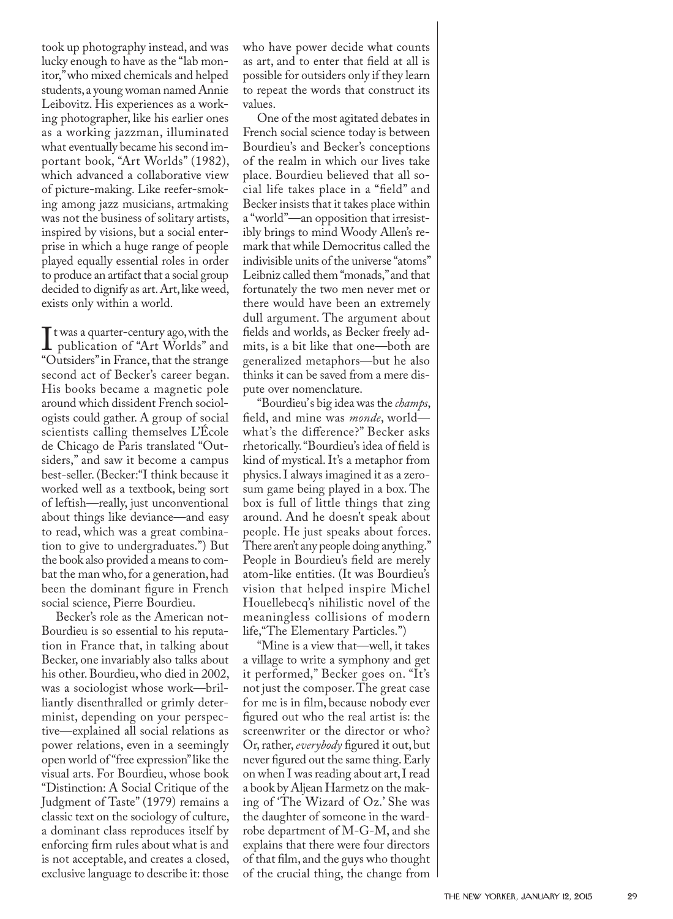took up photography instead, and was lucky enough to have as the "lab monitor," who mixed chemicals and helped students, a young woman named Annie Leibovitz. His experiences as a working photographer, like his earlier ones as a working jazzman, illuminated what eventually became his second important book, "Art Worlds" (1982), which advanced a collaborative view of picture-making. Like reefer-smoking among jazz musicians, artmaking was not the business of solitary artists, inspired by visions, but a social enterprise in which a huge range of people played equally essential roles in order to produce an artifact that a social group decided to dignify as art. Art, like weed, exists only within a world.

It was a quarter-century ago, with the publication of "Art Worlds" and "Outsiders" in France, that the strange second act of Becker's career began. His books became a magnetic pole around which dissident French sociologists could gather. A group of social scientists calling themselves L'École de Chicago de Paris translated "Outsiders," and saw it become a campus best-seller. (Becker: "I think because it worked well as a textbook, being sort of leftish—really, just unconventional about things like deviance—and easy to read, which was a great combination to give to undergraduates.") But the book also provided a means to combat the man who, for a generation, had been the dominant figure in French social science, Pierre Bourdieu.

Becker's role as the American not-Bourdieu is so essential to his reputation in France that, in talking about Becker, one invariably also talks about his other. Bourdieu, who died in 2002, was a sociologist whose work—brilliantly disenthralled or grimly determinist, depending on your perspective—explained all social relations as power relations, even in a seemingly open world of "free expression" like the visual arts. For Bourdieu, whose book "Distinction: A Social Critique of the Judgment of Taste" (1979) remains a classic text on the sociology of culture, a dominant class reproduces itself by enforcing firm rules about what is and is not acceptable, and creates a closed, exclusive language to describe it: those who have power decide what counts as art, and to enter that field at all is possible for outsiders only if they learn to repeat the words that construct its values.

One of the most agitated debates in French social science today is between Bourdieu's and Becker's conceptions of the realm in which our lives take place. Bourdieu believed that all social life takes place in a "field" and Becker insists that it takes place within a "world"—an opposition that irresistibly brings to mind Woody Allen's remark that while Democritus called the indivisible units of the universe "atoms" Leibniz called them "monads," and that fortunately the two men never met or there would have been an extremely dull argument. The argument about fields and worlds, as Becker freely admits, is a bit like that one—both are generalized metaphors—but he also thinks it can be saved from a mere dispute over nomenclature.

"Bourdieu's big idea was the *champs*, field, and mine was *monde*, world—what's the difference?" Becker asks rhetorically. "Bourdieu's idea of field is kind of mystical. It's a metaphor from physics. I always imagined it as a zero-sum game being played in a box. The box is full of little things that zing around. And he doesn't speak about people. He just speaks about forces. There aren't any people doing anything." People in Bourdieu's field are merely atom-like entities. (It was Bourdieu's vision that helped inspire Michel Houellebecq's nihilistic novel of the meaningless collisions of modern life, "The Elementary Particles.")

"Mine is a view that—well, it takes a village to write a symphony and get it performed," Becker goes on. "It's not just the composer. The great case for me is in film, because nobody ever figured out who the real artist is: the screenwriter or the director or who? Or, rather, *everybody* figured it out, but never figured out the same thing. Early on when I was reading about art, I read a book by Aljean Harmetz on the making of 'The Wizard of Oz.' She was the daughter of someone in the wardrobe department of M-G-M, and she explains that there were four directors of that film, and the guys who thought of the crucial thing, the change from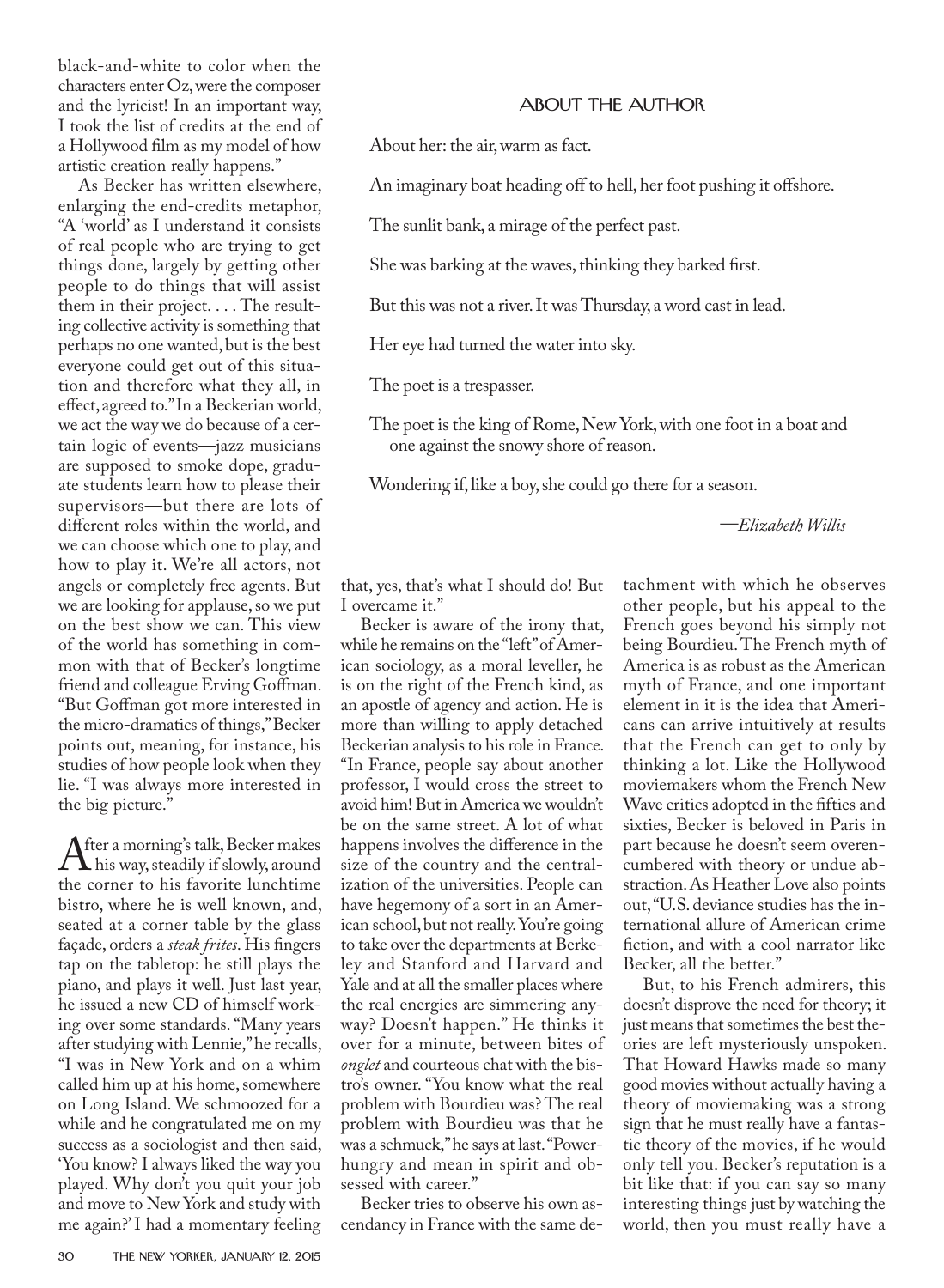black-and-white to color when the characters enter Oz, were the composer and the lyricist! In an important way, I took the list of credits at the end of a Hollywood film as my model of how artistic creation really happens."

As Becker has written elsewhere, enlarging the end-credits metaphor, "A 'world' as I understand it consists of real people who are trying to get things done, largely by getting other people to do things that will assist them in their project. . . . The resulting collective activity is something that perhaps no one wanted, but is the best everyone could get out of this situation and therefore what they all, in effect, agreed to." In a Beckerian world, we act the way we do because of a certain logic of events—jazz musicians are supposed to smoke dope, graduate students learn how to please their supervisors—but there are lots of different roles within the world, and we can choose which one to play, and how to play it. We're all actors, not angels or completely free agents. But we are looking for applause, so we put on the best show we can. This view of the world has something in common with that of Becker's longtime friend and colleague Erving Goffman. "But Goffman got more interested in the micro-dramatics of things," Becker points out, meaning, for instance, his studies of how people look when they lie. "I was always more interested in the big picture."

After a morning's talk, Becker makes his way, steadily if slowly, around the corner to his favorite lunchtime bistro, where he is well known, and, seated at a corner table by the glass façade, orders a *steak frites*. His fingers tap on the tabletop: he still plays the piano, and plays it well. Just last year, he issued a new CD of himself working over some standards. "Many years after studying with Lennie," he recalls, "I was in New York and on a whim called him up at his home, somewhere on Long Island. We schmoozed for a while and he congratulated me on my success as a sociologist and then said, 'You know? I always liked the way you played. Why don't you quit your job and move to New York and study with me again?' I had a momentary feeling that, yes, that's what I should do! But I overcame it."

Becker is aware of the irony that, while he remains on the "left" of American sociology, as a moral leveller, he is on the right of the French kind, as an apostle of agency and action. He is more than willing to apply detached Beckerian analysis to his role in France. "In France, people say about another professor, I would cross the street to avoid him! But in America we wouldn't be on the same street. A lot of what happens involves the difference in the size of the country and the centralization of the universities. People can have hegemony of a sort in an American school, but not really. You're going to take over the departments at Berkeley and Stanford and Harvard and Yale and at all the smaller places where the real energies are simmering anyway? Doesn't happen." He thinks it over for a minute, between bites of *onglet* and courteous chat with the bistro's owner. "You know what the real problem with Bourdieu was? The real problem with Bourdieu was that he was a schmuck," he says at last. "Power-hungry and mean in spirit and obsessed with career."

Becker tries to observe his own ascendancy in France with the same detachment with which he observes other people, but his appeal to the French goes beyond his simply not being Bourdieu. The French myth of America is as robust as the American myth of France, and one important element in it is the idea that Americans can arrive intuitively at results that the French can get to only by thinking a lot. Like the Hollywood moviemakers whom the French New Wave critics adopted in the fifties and sixties, Becker is beloved in Paris in part because he doesn't seem overencumbered with theory or undue abstraction. As Heather Love also points out, "U.S. deviance studies has the international allure of American crime fiction, and with a cool narrator like Becker, all the better."

But, to his French admirers, this doesn't disprove the need for theory; it just means that sometimes the best theories are left mysteriously unspoken. That Howard Hawks made so many good movies without actually having a theory of moviemaking was a strong sign that he must really have a fantastic theory of the movies, if he would only tell you. Becker's reputation is a bit like that: if you can say so many interesting things just by watching the world, then you must really have a

## ABOUT THE AUTHOR

About her: the air, warm as fact.

An imaginary boat heading off to hell, her foot pushing it offshore.

The sunlit bank, a mirage of the perfect past.

She was barking at the waves, thinking they barked first.

But this was not a river. It was Thursday, a word cast in lead.

Her eye had turned the water into sky.

The poet is a trespasser.

The poet is the king of Rome, New York, with one foot in a boat and one against the snowy shore of reason.

Wondering if, like a boy, she could go there for a season.

—*Elizabeth Willis*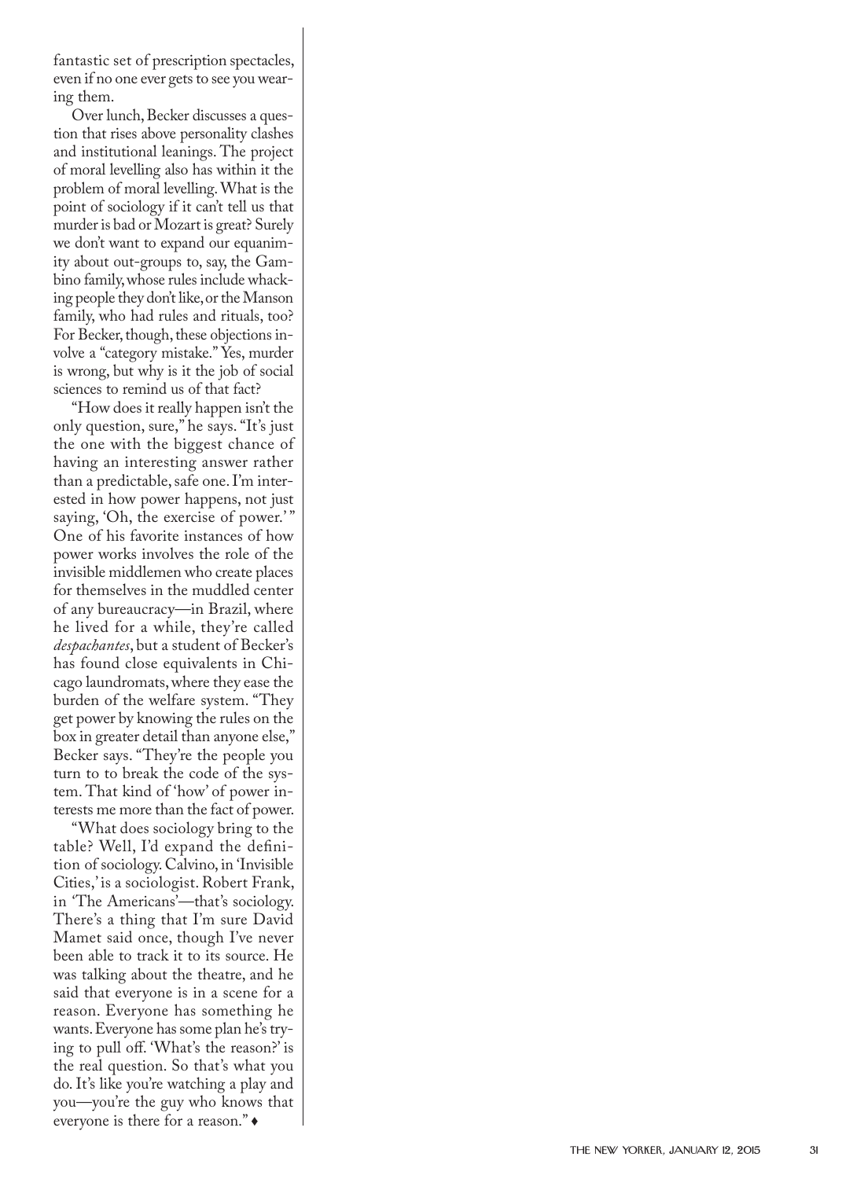fantastic set of prescription spectacles, even if no one ever gets to see you wearing them.

Over lunch, Becker discusses a question that rises above personality clashes and institutional leanings. The project of moral levelling also has within it the problem of moral levelling. What is the point of sociology if it can't tell us that murder is bad or Mozart is great? Surely we don't want to expand our equanimity about out-groups to, say, the Gambino family, whose rules include whacking people they don't like, or the Manson family, who had rules and rituals, too? For Becker, though, these objections involve a "category mistake." Yes, murder is wrong, but why is it the job of social sciences to remind us of that fact?

"How does it really happen isn't the only question, sure," he says. "It's just the one with the biggest chance of having an interesting answer rather than a predictable, safe one. I'm interested in how power happens, not just saying, 'Oh, the exercise of power.'" One of his favorite instances of how power works involves the role of the invisible middlemen who create places for themselves in the muddled center of any bureaucracy—in Brazil, where he lived for a while, they're called *despachantes*, but a student of Becker's has found close equivalents in Chicago laundromats, where they ease the burden of the welfare system. "They get power by knowing the rules on the box in greater detail than anyone else," Becker says. "They're the people you turn to to break the code of the system. That kind of 'how' of power interests me more than the fact of power.

"What does sociology bring to the table? Well, I'd expand the definition of sociology. Calvino, in 'Invisible Cities,' is a sociologist. Robert Frank, in 'The Americans'—that's sociology. There's a thing that I'm sure David Mamet said once, though I've never been able to track it to its source. He was talking about the theatre, and he said that everyone is in a scene for a reason. Everyone has something he wants. Everyone has some plan he's trying to pull off. 'What's the reason?' is the real question. So that's what you do. It's like you're watching a play and you—you're the guy who knows that everyone is there for a reason." ♦